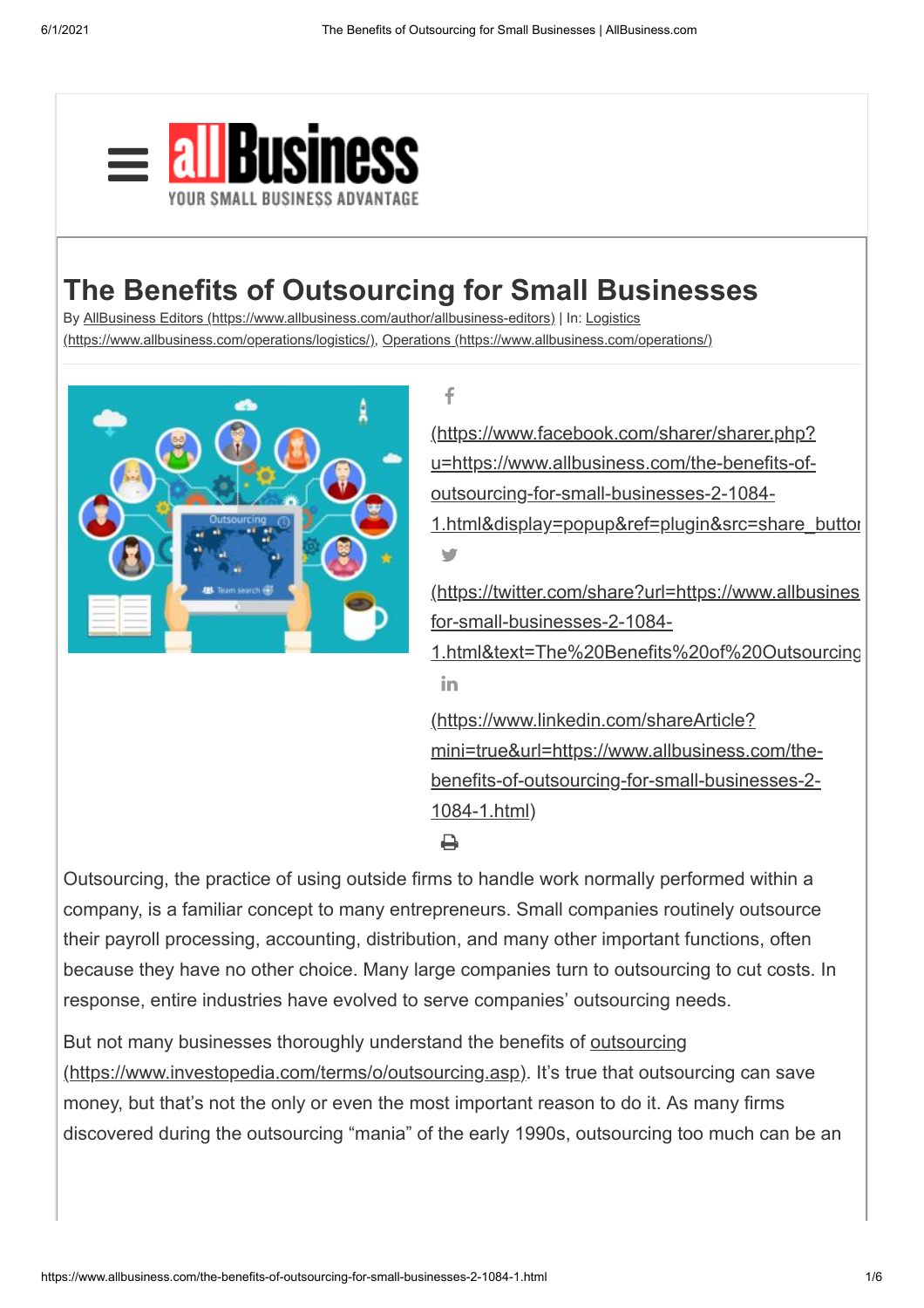# The Benefits of Outsourcing for Small Businesses

By AllBusiness Editors (https://www.allbusiness.com/author/allbusiness-editors) | In: Logistics (https://www.allbusiness.com/operations/logistics/), Operations (https://www.allbusiness.com/operations/)

(https://www.facebook.com/sharer/sharer.php?u=https://www.allbusiness.com/the-benefits-of-outsourcing-for-small-businesses-2-1084-1.html&display=popup&ref=plugin&src=share_button)

(https://twitter.com/share?url=https://www.allbusiness.com/the-benefits-of-outsourcing-for-small-businesses-2-1084-1.html&text=The%20Benefits%20of%20Outsourcing)

(https://www.linkedin.com/shareArticle?mini=true&url=https://www.allbusiness.com/the-benefits-of-outsourcing-for-small-businesses-2-1084-1.html)

Outsourcing, the practice of using outside firms to handle work normally performed within a company, is a familiar concept to many entrepreneurs. Small companies routinely outsource their payroll processing, accounting, distribution, and many other important functions, often because they have no other choice. Many large companies turn to outsourcing to cut costs. In response, entire industries have evolved to serve companies' outsourcing needs.

But not many businesses thoroughly understand the benefits of outsourcing (https://www.investopedia.com/terms/o/outsourcing.asp). It's true that outsourcing can save money, but that's not the only or even the most important reason to do it. As many firms discovered during the outsourcing "mania" of the early 1990s, outsourcing too much can be an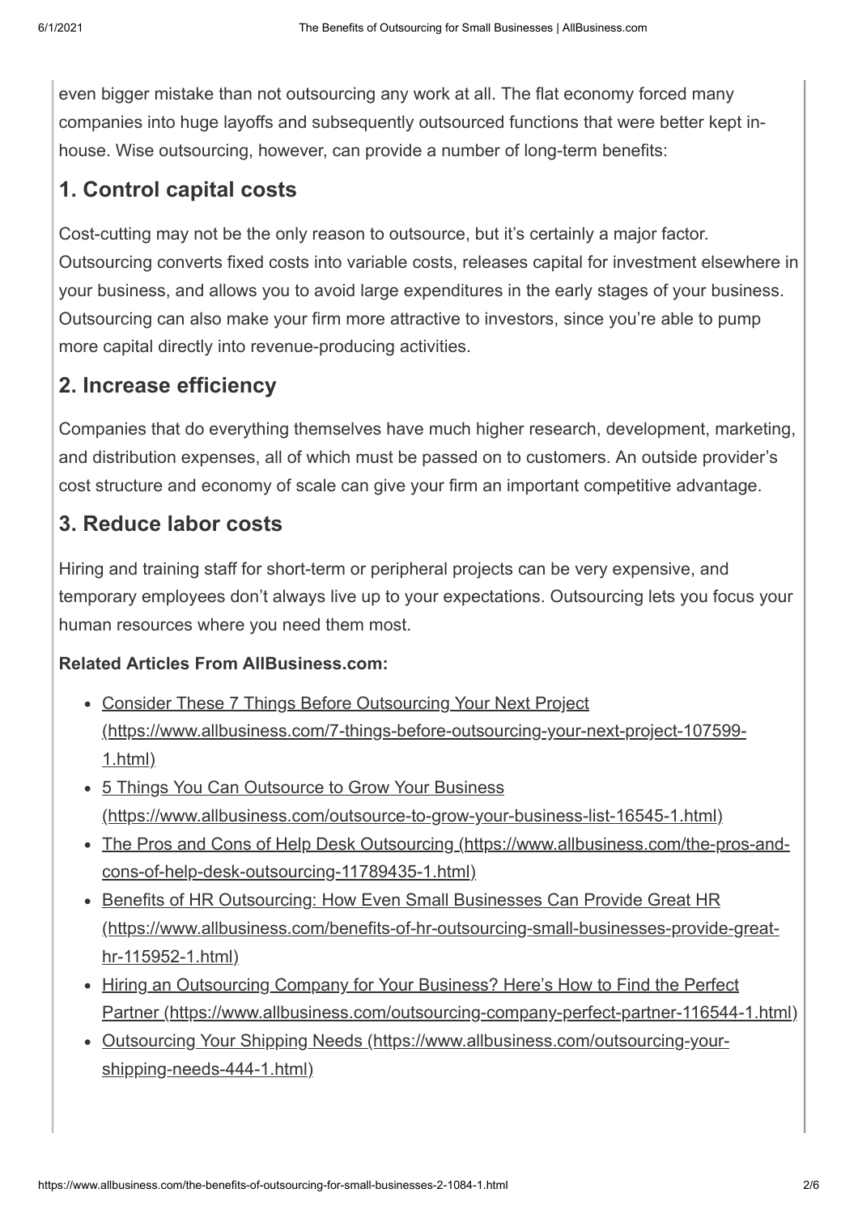even bigger mistake than not outsourcing any work at all. The flat economy forced many companies into huge layoffs and subsequently outsourced functions that were better kept in-house. Wise outsourcing, however, can provide a number of long-term benefits:

## 1. Control capital costs

Cost-cutting may not be the only reason to outsource, but it's certainly a major factor. Outsourcing converts fixed costs into variable costs, releases capital for investment elsewhere in your business, and allows you to avoid large expenditures in the early stages of your business. Outsourcing can also make your firm more attractive to investors, since you're able to pump more capital directly into revenue-producing activities.

## 2. Increase efficiency

Companies that do everything themselves have much higher research, development, marketing, and distribution expenses, all of which must be passed on to customers. An outside provider's cost structure and economy of scale can give your firm an important competitive advantage.

## 3. Reduce labor costs

Hiring and training staff for short-term or peripheral projects can be very expensive, and temporary employees don't always live up to your expectations. Outsourcing lets you focus your human resources where you need them most.

**Related Articles From AllBusiness.com:**

- Consider These 7 Things Before Outsourcing Your Next Project (https://www.allbusiness.com/7-things-before-outsourcing-your-next-project-107599-1.html)
- 5 Things You Can Outsource to Grow Your Business (https://www.allbusiness.com/outsource-to-grow-your-business-list-16545-1.html)
- The Pros and Cons of Help Desk Outsourcing (https://www.allbusiness.com/the-pros-and-cons-of-help-desk-outsourcing-11789435-1.html)
- Benefits of HR Outsourcing: How Even Small Businesses Can Provide Great HR (https://www.allbusiness.com/benefits-of-hr-outsourcing-small-businesses-provide-great-hr-115952-1.html)
- Hiring an Outsourcing Company for Your Business? Here's How to Find the Perfect Partner (https://www.allbusiness.com/outsourcing-company-perfect-partner-116544-1.html)
- Outsourcing Your Shipping Needs (https://www.allbusiness.com/outsourcing-your-shipping-needs-444-1.html)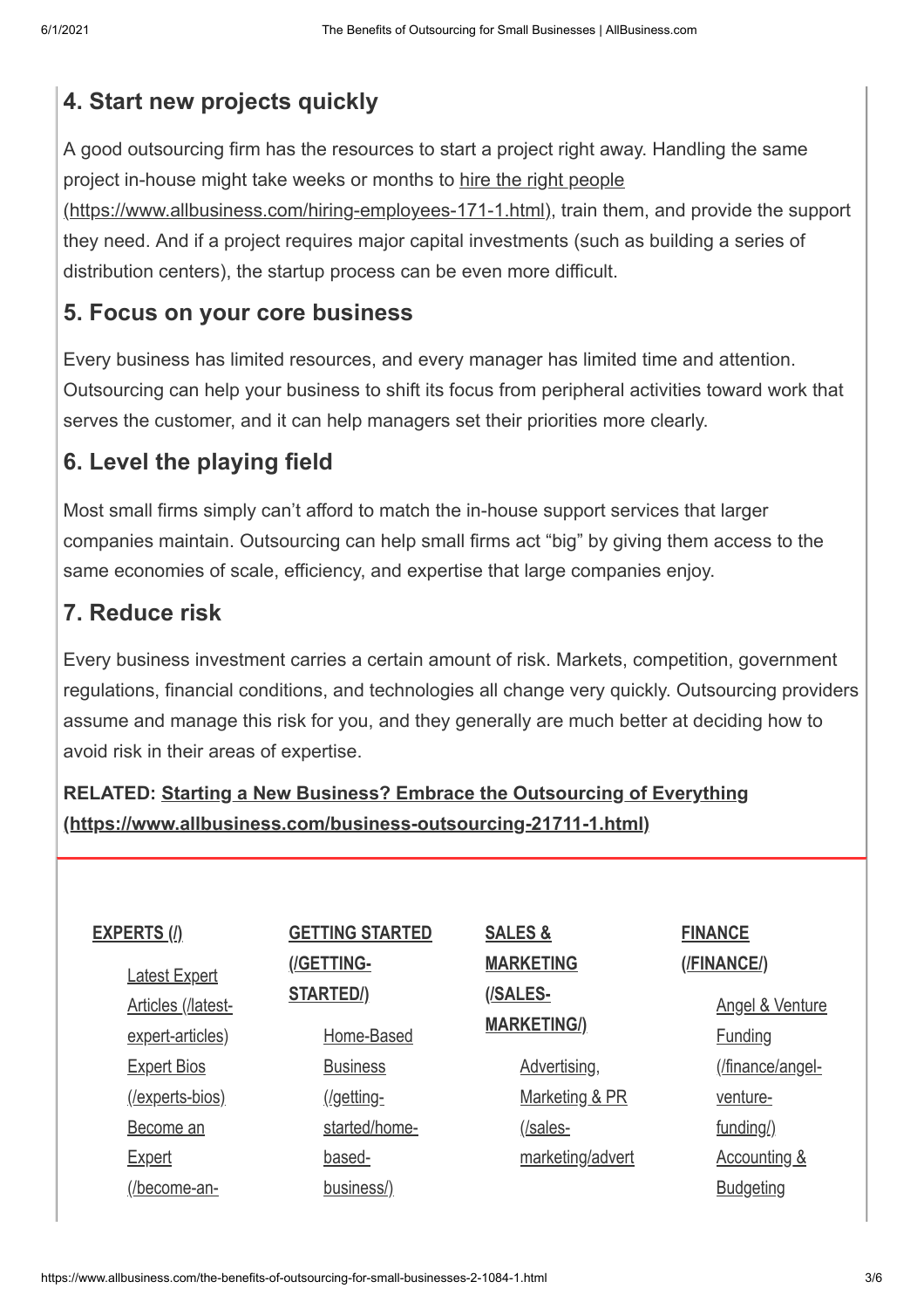## 4. Start new projects quickly

A good outsourcing firm has the resources to start a project right away. Handling the same project in-house might take weeks or months to hire the right people (https://www.allbusiness.com/hiring-employees-171-1.html), train them, and provide the support they need. And if a project requires major capital investments (such as building a series of distribution centers), the startup process can be even more difficult.

## 5. Focus on your core business

Every business has limited resources, and every manager has limited time and attention. Outsourcing can help your business to shift its focus from peripheral activities toward work that serves the customer, and it can help managers set their priorities more clearly.

## 6. Level the playing field

Most small firms simply can't afford to match the in-house support services that larger companies maintain. Outsourcing can help small firms act "big" by giving them access to the same economies of scale, efficiency, and expertise that large companies enjoy.

## 7. Reduce risk

Every business investment carries a certain amount of risk. Markets, competition, government regulations, financial conditions, and technologies all change very quickly. Outsourcing providers assume and manage this risk for you, and they generally are much better at deciding how to avoid risk in their areas of expertise.

**RELATED: Starting a New Business? Embrace the Outsourcing of Everything (https://www.allbusiness.com/business-outsourcing-21711-1.html)**

---

**EXPERTS (/)**

- Latest Expert Articles (/latest-expert-articles)
- Expert Bios (/experts-bios)
- Become an Expert (/become-an-

**GETTING STARTED (/GETTING-STARTED/)**

- Home-Based Business (/getting-started/home-based-business/)

**SALES & MARKETING (/SALES-MARKETING/)**

- Advertising, Marketing & PR (/sales-marketing/advert

**FINANCE (/FINANCE/)**

- Angel & Venture Funding (/finance/angel-venture-funding/)
- Accounting & Budgeting